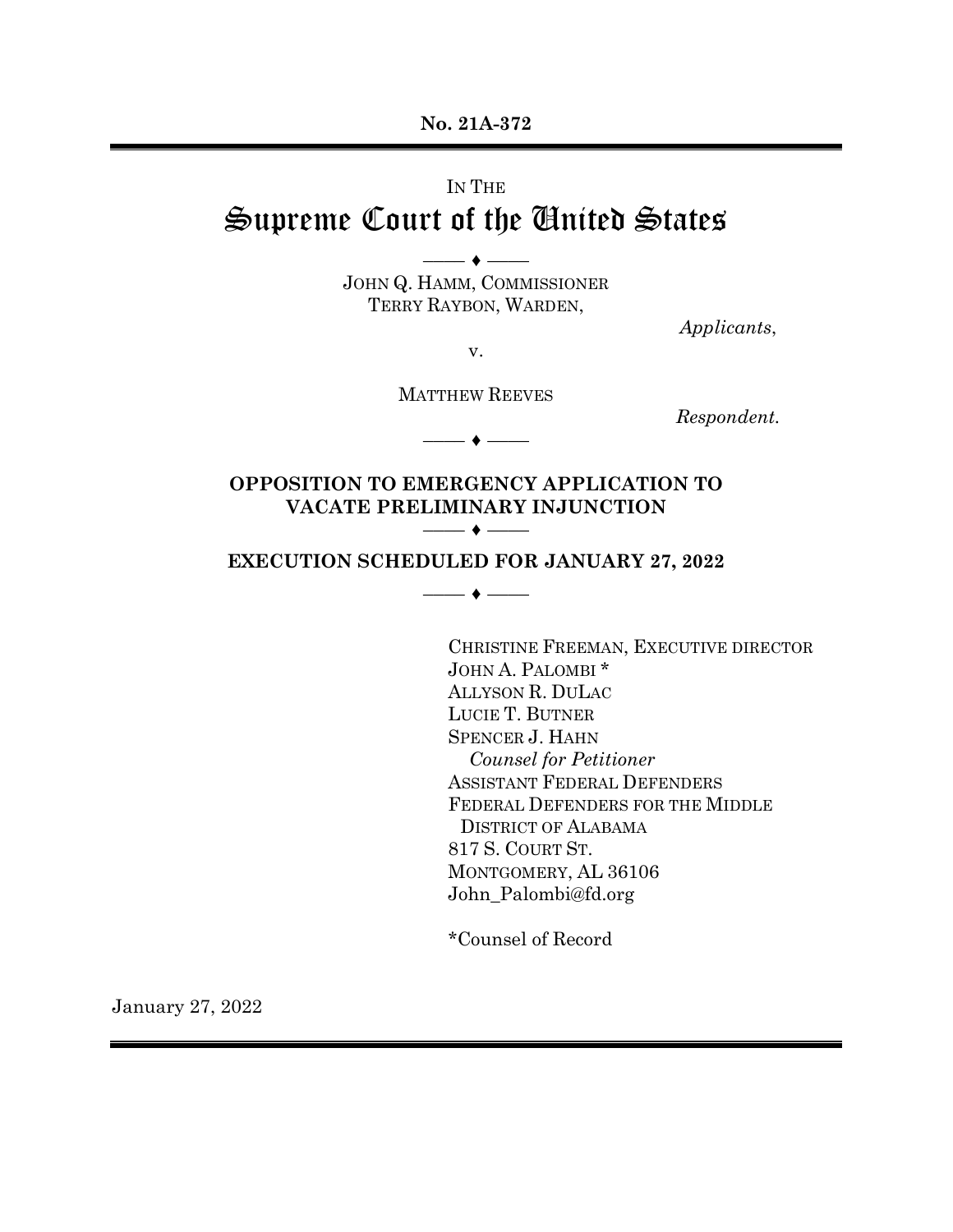**No. 21A-372**

---

IN THE

# Supreme Court of the United States

—— ♦ ——

JOHN Q. HAMM, COMMISSIONER
TERRY RAYBON, WARDEN,

*Applicants*,

v.

MATTHEW REEVES

*Respondent.*

—— ♦ ——

## OPPOSITION TO EMERGENCY APPLICATION TO VACATE PRELIMINARY INJUNCTION

—— ♦ ——

## EXECUTION SCHEDULED FOR JANUARY 27, 2022

—— ♦ ——

CHRISTINE FREEMAN, EXECUTIVE DIRECTOR
JOHN A. PALOMBI *
ALLYSON R. DULAC
LUCIE T. BUTNER
SPENCER J. HAHN
*Counsel for Petitioner*
ASSISTANT FEDERAL DEFENDERS
FEDERAL DEFENDERS FOR THE MIDDLE DISTRICT OF ALABAMA
817 S. COURT ST.
MONTGOMERY, AL 36106
John_Palombi@fd.org

*Counsel of Record

January 27, 2022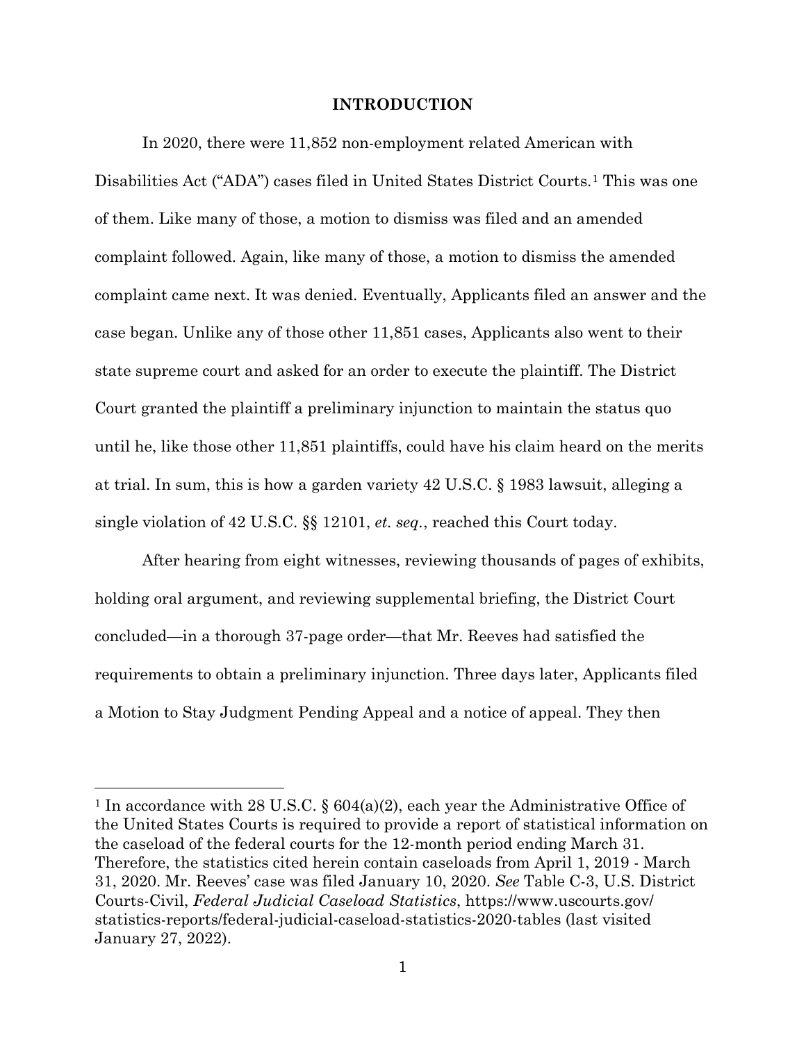## INTRODUCTION

In 2020, there were 11,852 non-employment related American with Disabilities Act ("ADA") cases filed in United States District Courts.[1] This was one of them. Like many of those, a motion to dismiss was filed and an amended complaint followed. Again, like many of those, a motion to dismiss the amended complaint came next. It was denied. Eventually, Applicants filed an answer and the case began. Unlike any of those other 11,851 cases, Applicants also went to their state supreme court and asked for an order to execute the plaintiff. The District Court granted the plaintiff a preliminary injunction to maintain the status quo until he, like those other 11,851 plaintiffs, could have his claim heard on the merits at trial. In sum, this is how a garden variety 42 U.S.C. § 1983 lawsuit, alleging a single violation of 42 U.S.C. §§ 12101, *et. seq.*, reached this Court today.

After hearing from eight witnesses, reviewing thousands of pages of exhibits, holding oral argument, and reviewing supplemental briefing, the District Court concluded—in a thorough 37-page order—that Mr. Reeves had satisfied the requirements to obtain a preliminary injunction. Three days later, Applicants filed a Motion to Stay Judgment Pending Appeal and a notice of appeal. They then

---

[1] In accordance with 28 U.S.C. § 604(a)(2), each year the Administrative Office of the United States Courts is required to provide a report of statistical information on the caseload of the federal courts for the 12-month period ending March 31. Therefore, the statistics cited herein contain caseloads from April 1, 2019 - March 31, 2020. Mr. Reeves' case was filed January 10, 2020. *See* Table C-3, U.S. District Courts-Civil, *Federal Judicial Caseload Statistics*, https://www.uscourts.gov/statistics-reports/federal-judicial-caseload-statistics-2020-tables (last visited January 27, 2022).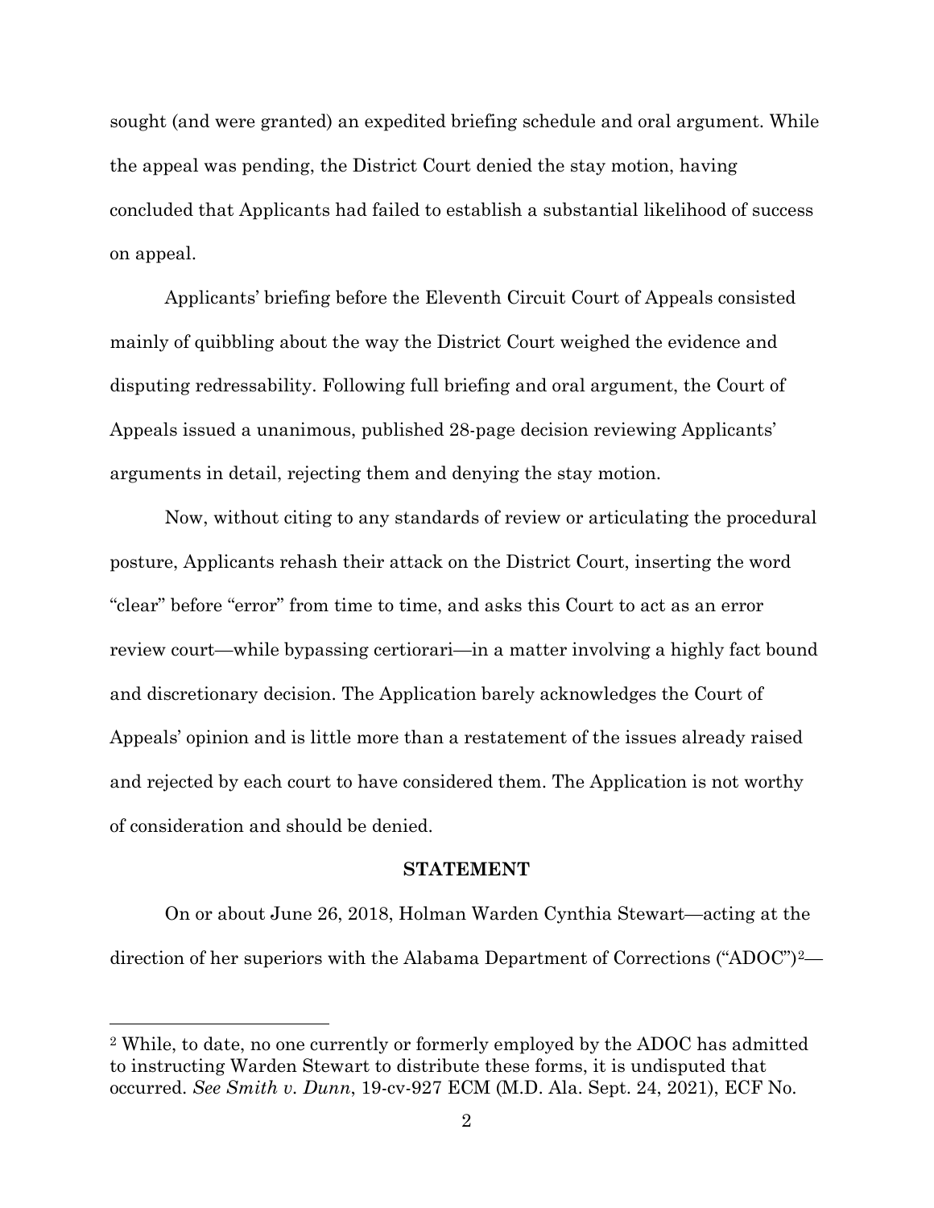sought (and were granted) an expedited briefing schedule and oral argument. While the appeal was pending, the District Court denied the stay motion, having concluded that Applicants had failed to establish a substantial likelihood of success on appeal.

Applicants' briefing before the Eleventh Circuit Court of Appeals consisted mainly of quibbling about the way the District Court weighed the evidence and disputing redressability. Following full briefing and oral argument, the Court of Appeals issued a unanimous, published 28-page decision reviewing Applicants' arguments in detail, rejecting them and denying the stay motion.

Now, without citing to any standards of review or articulating the procedural posture, Applicants rehash their attack on the District Court, inserting the word "clear" before "error" from time to time, and asks this Court to act as an error review court—while bypassing certiorari—in a matter involving a highly fact bound and discretionary decision. The Application barely acknowledges the Court of Appeals' opinion and is little more than a restatement of the issues already raised and rejected by each court to have considered them. The Application is not worthy of consideration and should be denied.

**STATEMENT**

On or about June 26, 2018, Holman Warden Cynthia Stewart—acting at the direction of her superiors with the Alabama Department of Corrections ("ADOC")[2]—

[2] While, to date, no one currently or formerly employed by the ADOC has admitted to instructing Warden Stewart to distribute these forms, it is undisputed that occurred. *See Smith v. Dunn*, 19-cv-927 ECM (M.D. Ala. Sept. 24, 2021), ECF No.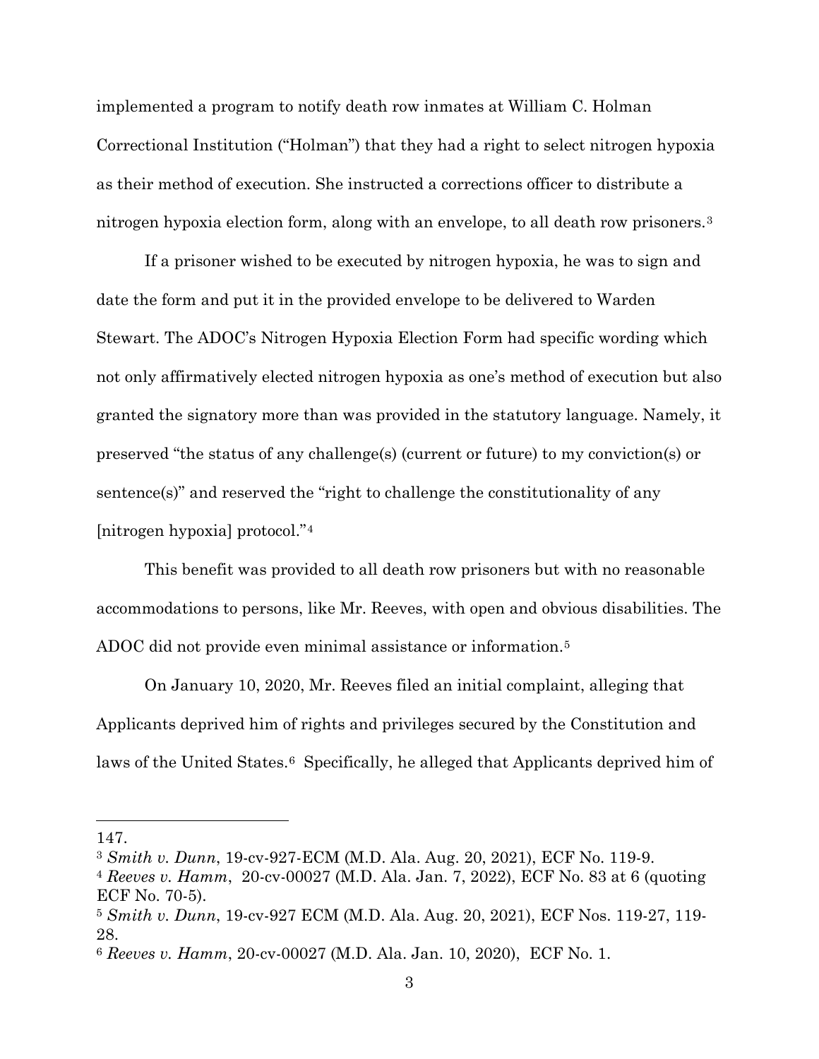implemented a program to notify death row inmates at William C. Holman Correctional Institution ("Holman") that they had a right to select nitrogen hypoxia as their method of execution. She instructed a corrections officer to distribute a nitrogen hypoxia election form, along with an envelope, to all death row prisoners.[3]

If a prisoner wished to be executed by nitrogen hypoxia, he was to sign and date the form and put it in the provided envelope to be delivered to Warden Stewart. The ADOC's Nitrogen Hypoxia Election Form had specific wording which not only affirmatively elected nitrogen hypoxia as one's method of execution but also granted the signatory more than was provided in the statutory language. Namely, it preserved "the status of any challenge(s) (current or future) to my conviction(s) or sentence(s)" and reserved the "right to challenge the constitutionality of any [nitrogen hypoxia] protocol."[4]

This benefit was provided to all death row prisoners but with no reasonable accommodations to persons, like Mr. Reeves, with open and obvious disabilities. The ADOC did not provide even minimal assistance or information.[5]

On January 10, 2020, Mr. Reeves filed an initial complaint, alleging that Applicants deprived him of rights and privileges secured by the Constitution and laws of the United States.[6] Specifically, he alleged that Applicants deprived him of

---

147.

[3] *Smith v. Dunn*, 19-cv-927-ECM (M.D. Ala. Aug. 20, 2021), ECF No. 119-9.

[4] *Reeves v. Hamm*, 20-cv-00027 (M.D. Ala. Jan. 7, 2022), ECF No. 83 at 6 (quoting ECF No. 70-5).

[5] *Smith v. Dunn*, 19-cv-927 ECM (M.D. Ala. Aug. 20, 2021), ECF Nos. 119-27, 119-28.

[6] *Reeves v. Hamm*, 20-cv-00027 (M.D. Ala. Jan. 10, 2020), ECF No. 1.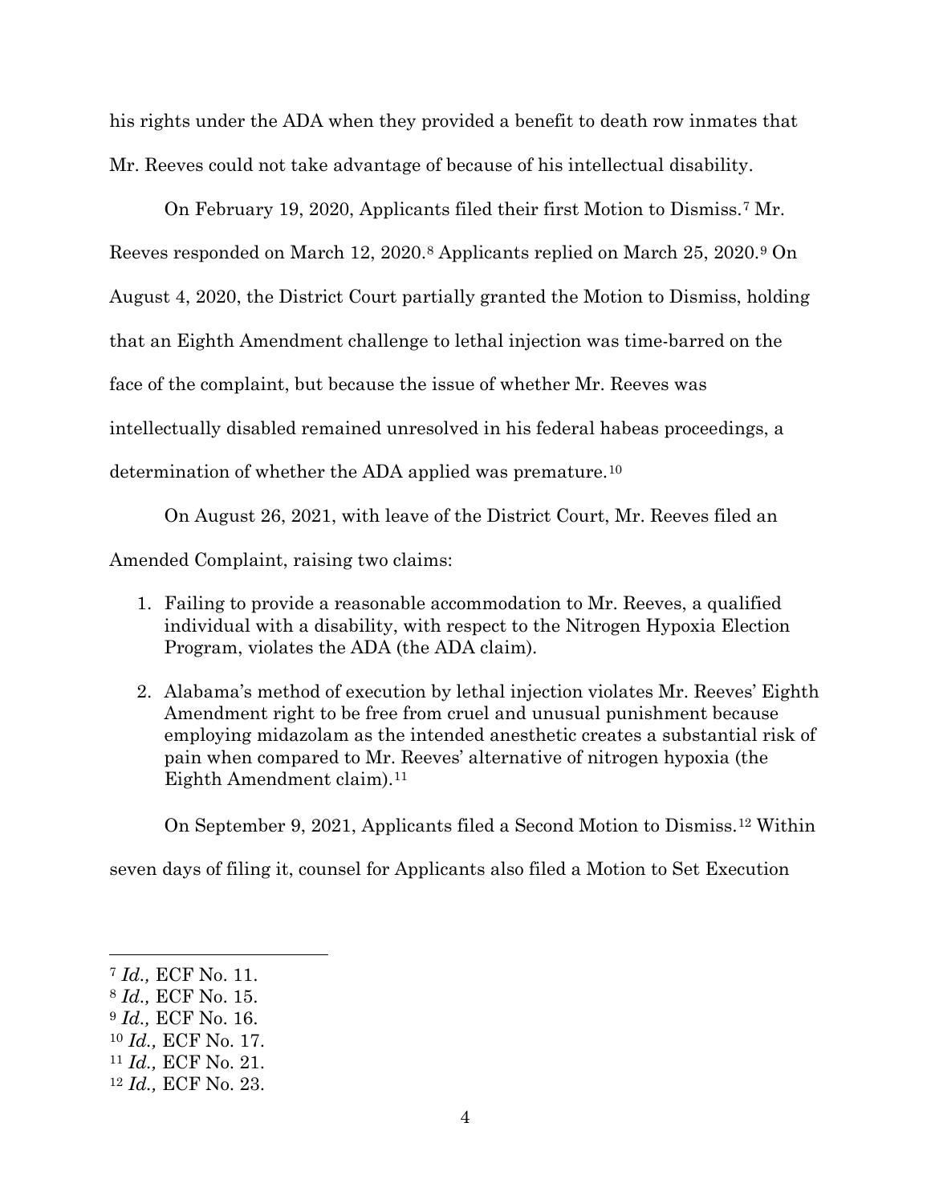his rights under the ADA when they provided a benefit to death row inmates that Mr. Reeves could not take advantage of because of his intellectual disability.

On February 19, 2020, Applicants filed their first Motion to Dismiss.[7] Mr. Reeves responded on March 12, 2020.[8] Applicants replied on March 25, 2020.[9] On August 4, 2020, the District Court partially granted the Motion to Dismiss, holding that an Eighth Amendment challenge to lethal injection was time-barred on the face of the complaint, but because the issue of whether Mr. Reeves was intellectually disabled remained unresolved in his federal habeas proceedings, a determination of whether the ADA applied was premature.[10]

On August 26, 2021, with leave of the District Court, Mr. Reeves filed an Amended Complaint, raising two claims:

1. Failing to provide a reasonable accommodation to Mr. Reeves, a qualified individual with a disability, with respect to the Nitrogen Hypoxia Election Program, violates the ADA (the ADA claim).
2. Alabama's method of execution by lethal injection violates Mr. Reeves' Eighth Amendment right to be free from cruel and unusual punishment because employing midazolam as the intended anesthetic creates a substantial risk of pain when compared to Mr. Reeves' alternative of nitrogen hypoxia (the Eighth Amendment claim).[11]

On September 9, 2021, Applicants filed a Second Motion to Dismiss.[12] Within seven days of filing it, counsel for Applicants also filed a Motion to Set Execution

---

[7] *Id.,* ECF No. 11.
[8] *Id.,* ECF No. 15.
[9] *Id.,* ECF No. 16.
[10] *Id.,* ECF No. 17.
[11] *Id.,* ECF No. 21.
[12] *Id.,* ECF No. 23.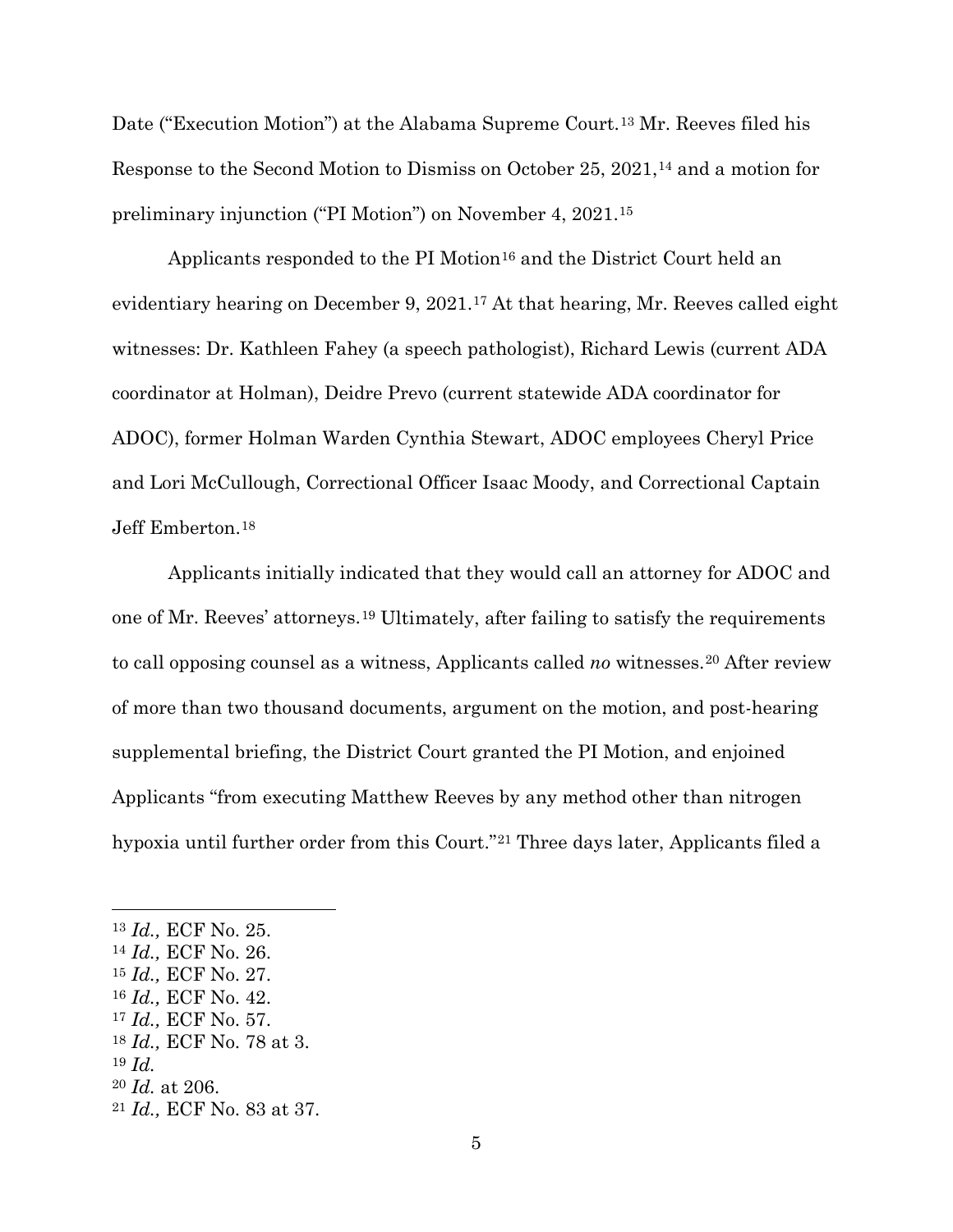Date ("Execution Motion") at the Alabama Supreme Court.[13] Mr. Reeves filed his Response to the Second Motion to Dismiss on October 25, 2021,[14] and a motion for preliminary injunction ("PI Motion") on November 4, 2021.[15]

Applicants responded to the PI Motion[16] and the District Court held an evidentiary hearing on December 9, 2021.[17] At that hearing, Mr. Reeves called eight witnesses: Dr. Kathleen Fahey (a speech pathologist), Richard Lewis (current ADA coordinator at Holman), Deidre Prevo (current statewide ADA coordinator for ADOC), former Holman Warden Cynthia Stewart, ADOC employees Cheryl Price and Lori McCullough, Correctional Officer Isaac Moody, and Correctional Captain Jeff Emberton.[18]

Applicants initially indicated that they would call an attorney for ADOC and one of Mr. Reeves' attorneys.[19] Ultimately, after failing to satisfy the requirements to call opposing counsel as a witness, Applicants called *no* witnesses.[20] After review of more than two thousand documents, argument on the motion, and post-hearing supplemental briefing, the District Court granted the PI Motion, and enjoined Applicants "from executing Matthew Reeves by any method other than nitrogen hypoxia until further order from this Court."[21] Three days later, Applicants filed a

---

[13] *Id.,* ECF No. 25.
[14] *Id.,* ECF No. 26.
[15] *Id.,* ECF No. 27.
[16] *Id.,* ECF No. 42.
[17] *Id.,* ECF No. 57.
[18] *Id.,* ECF No. 78 at 3.
[19] *Id.*
[20] *Id.* at 206.
[21] *Id.,* ECF No. 83 at 37.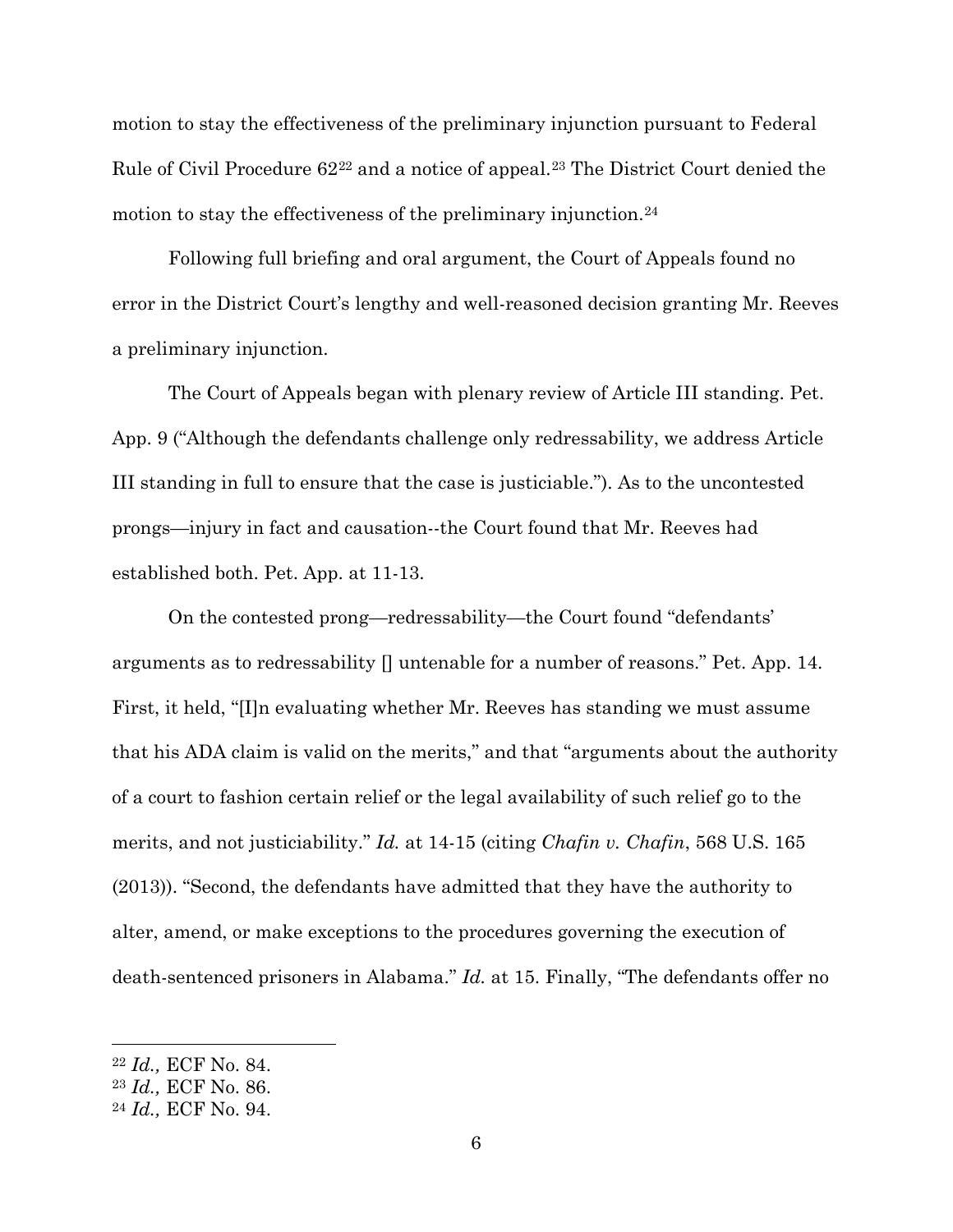motion to stay the effectiveness of the preliminary injunction pursuant to Federal Rule of Civil Procedure 62[22] and a notice of appeal.[23] The District Court denied the motion to stay the effectiveness of the preliminary injunction.[24]

Following full briefing and oral argument, the Court of Appeals found no error in the District Court's lengthy and well-reasoned decision granting Mr. Reeves a preliminary injunction.

The Court of Appeals began with plenary review of Article III standing. Pet. App. 9 ("Although the defendants challenge only redressability, we address Article III standing in full to ensure that the case is justiciable."). As to the uncontested prongs—injury in fact and causation--the Court found that Mr. Reeves had established both. Pet. App. at 11-13.

On the contested prong—redressability—the Court found "defendants' arguments as to redressability [] untenable for a number of reasons." Pet. App. 14. First, it held, "[I]n evaluating whether Mr. Reeves has standing we must assume that his ADA claim is valid on the merits," and that "arguments about the authority of a court to fashion certain relief or the legal availability of such relief go to the merits, and not justiciability." *Id.* at 14-15 (citing *Chafin v. Chafin*, 568 U.S. 165 (2013)). "Second, the defendants have admitted that they have the authority to alter, amend, or make exceptions to the procedures governing the execution of death-sentenced prisoners in Alabama." *Id.* at 15. Finally, "The defendants offer no

---

[22] *Id.,* ECF No. 84.

[23] *Id.,* ECF No. 86.

[24] *Id.,* ECF No. 94.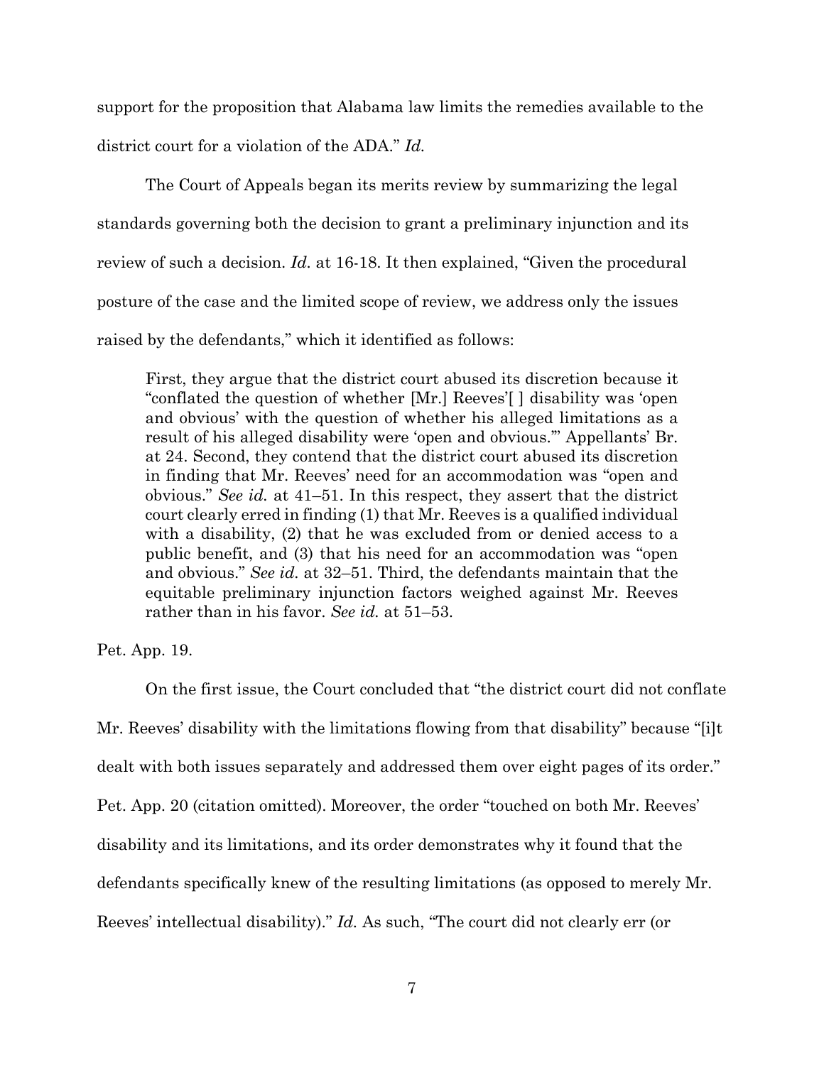support for the proposition that Alabama law limits the remedies available to the district court for a violation of the ADA." *Id.*

The Court of Appeals began its merits review by summarizing the legal standards governing both the decision to grant a preliminary injunction and its review of such a decision. *Id.* at 16-18. It then explained, "Given the procedural posture of the case and the limited scope of review, we address only the issues raised by the defendants," which it identified as follows:

> First, they argue that the district court abused its discretion because it "conflated the question of whether [Mr.] Reeves'[ ] disability was 'open and obvious' with the question of whether his alleged limitations as a result of his alleged disability were 'open and obvious.'" Appellants' Br. at 24. Second, they contend that the district court abused its discretion in finding that Mr. Reeves' need for an accommodation was "open and obvious." *See id.* at 41–51. In this respect, they assert that the district court clearly erred in finding (1) that Mr. Reeves is a qualified individual with a disability, (2) that he was excluded from or denied access to a public benefit, and (3) that his need for an accommodation was "open and obvious." *See id.* at 32–51. Third, the defendants maintain that the equitable preliminary injunction factors weighed against Mr. Reeves rather than in his favor. *See id.* at 51–53.

Pet. App. 19.

On the first issue, the Court concluded that "the district court did not conflate Mr. Reeves' disability with the limitations flowing from that disability" because "[i]t dealt with both issues separately and addressed them over eight pages of its order." Pet. App. 20 (citation omitted). Moreover, the order "touched on both Mr. Reeves' disability and its limitations, and its order demonstrates why it found that the defendants specifically knew of the resulting limitations (as opposed to merely Mr. Reeves' intellectual disability)." *Id.* As such, "The court did not clearly err (or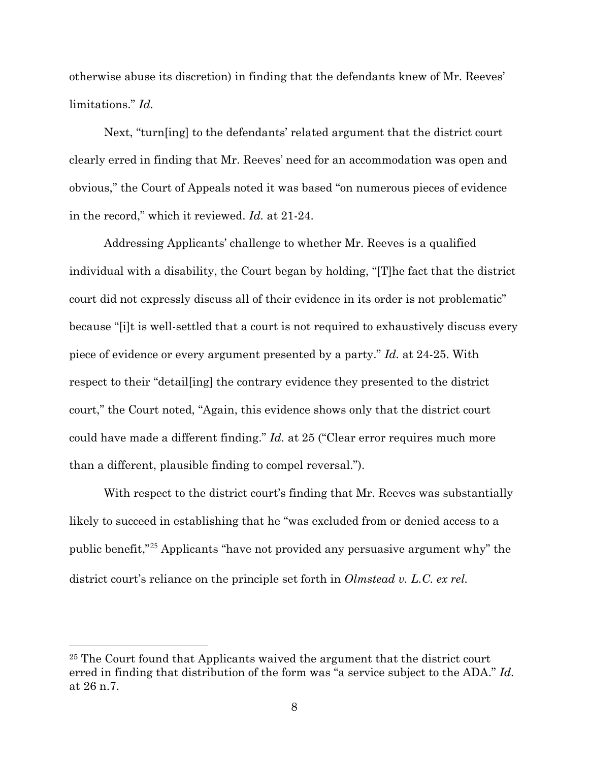otherwise abuse its discretion) in finding that the defendants knew of Mr. Reeves' limitations." *Id.*

Next, "turn[ing] to the defendants' related argument that the district court clearly erred in finding that Mr. Reeves' need for an accommodation was open and obvious," the Court of Appeals noted it was based "on numerous pieces of evidence in the record," which it reviewed. *Id.* at 21-24.

Addressing Applicants' challenge to whether Mr. Reeves is a qualified individual with a disability, the Court began by holding, "[T]he fact that the district court did not expressly discuss all of their evidence in its order is not problematic" because "[i]t is well-settled that a court is not required to exhaustively discuss every piece of evidence or every argument presented by a party." *Id.* at 24-25. With respect to their "detail[ing] the contrary evidence they presented to the district court," the Court noted, "Again, this evidence shows only that the district court could have made a different finding." *Id.* at 25 ("Clear error requires much more than a different, plausible finding to compel reversal.").

With respect to the district court's finding that Mr. Reeves was substantially likely to succeed in establishing that he "was excluded from or denied access to a public benefit,"[25] Applicants "have not provided any persuasive argument why" the district court's reliance on the principle set forth in *Olmstead v. L.C. ex rel.*

---

[25] The Court found that Applicants waived the argument that the district court erred in finding that distribution of the form was "a service subject to the ADA." *Id.* at 26 n.7.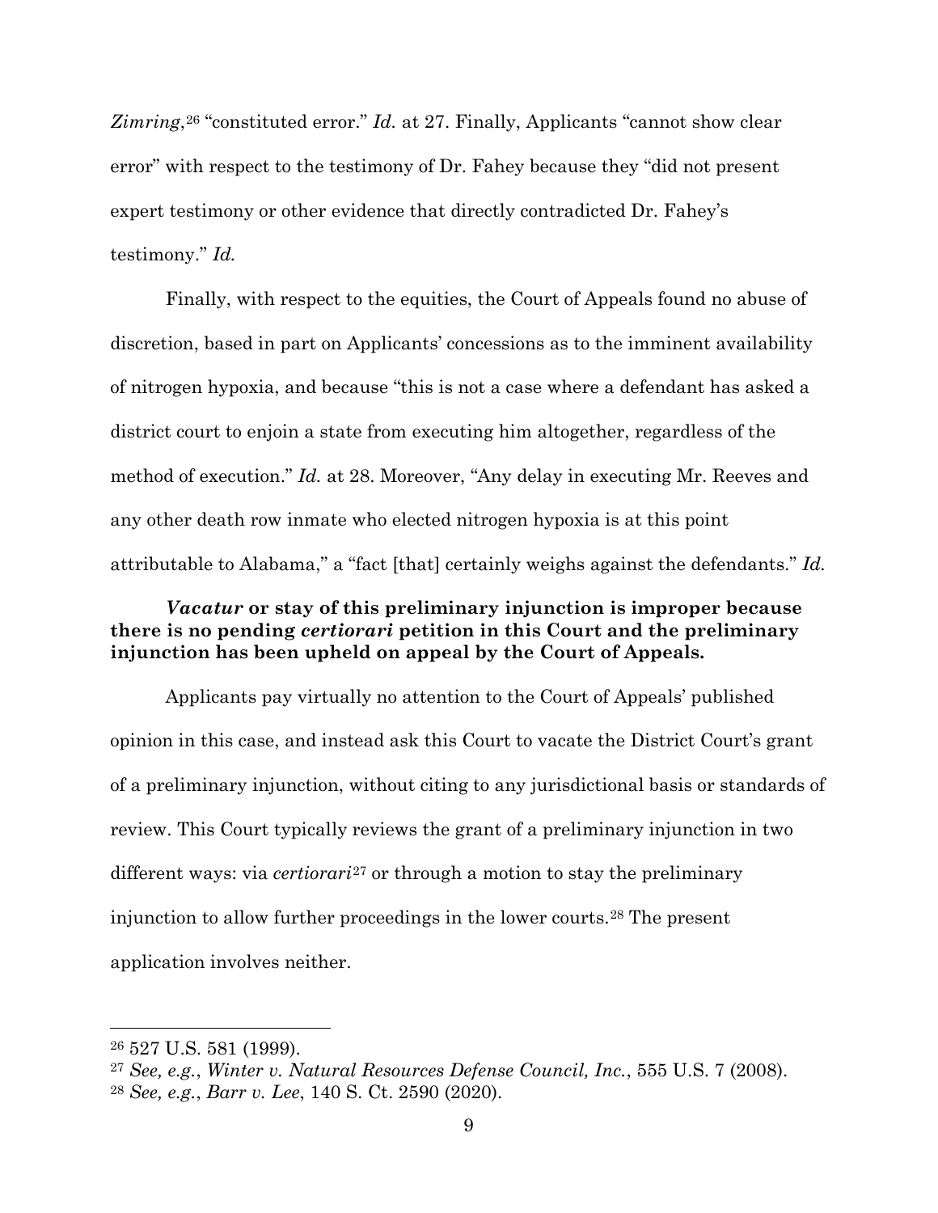*Zimring*,[26] "constituted error." *Id.* at 27. Finally, Applicants "cannot show clear error" with respect to the testimony of Dr. Fahey because they "did not present expert testimony or other evidence that directly contradicted Dr. Fahey's testimony." *Id.*

Finally, with respect to the equities, the Court of Appeals found no abuse of discretion, based in part on Applicants' concessions as to the imminent availability of nitrogen hypoxia, and because "this is not a case where a defendant has asked a district court to enjoin a state from executing him altogether, regardless of the method of execution." *Id.* at 28. Moreover, "Any delay in executing Mr. Reeves and any other death row inmate who elected nitrogen hypoxia is at this point attributable to Alabama," a "fact [that] certainly weighs against the defendants." *Id.*

***Vacatur* or stay of this preliminary injunction is improper because there is no pending *certiorari* petition in this Court and the preliminary injunction has been upheld on appeal by the Court of Appeals.**

Applicants pay virtually no attention to the Court of Appeals' published opinion in this case, and instead ask this Court to vacate the District Court's grant of a preliminary injunction, without citing to any jurisdictional basis or standards of review. This Court typically reviews the grant of a preliminary injunction in two different ways: via *certiorari*[27] or through a motion to stay the preliminary injunction to allow further proceedings in the lower courts.[28] The present application involves neither.

---

[26] 527 U.S. 581 (1999).

[27] *See, e.g.*, *Winter v. Natural Resources Defense Council, Inc.*, 555 U.S. 7 (2008).

[28] *See, e.g.*, *Barr v. Lee*, 140 S. Ct. 2590 (2020).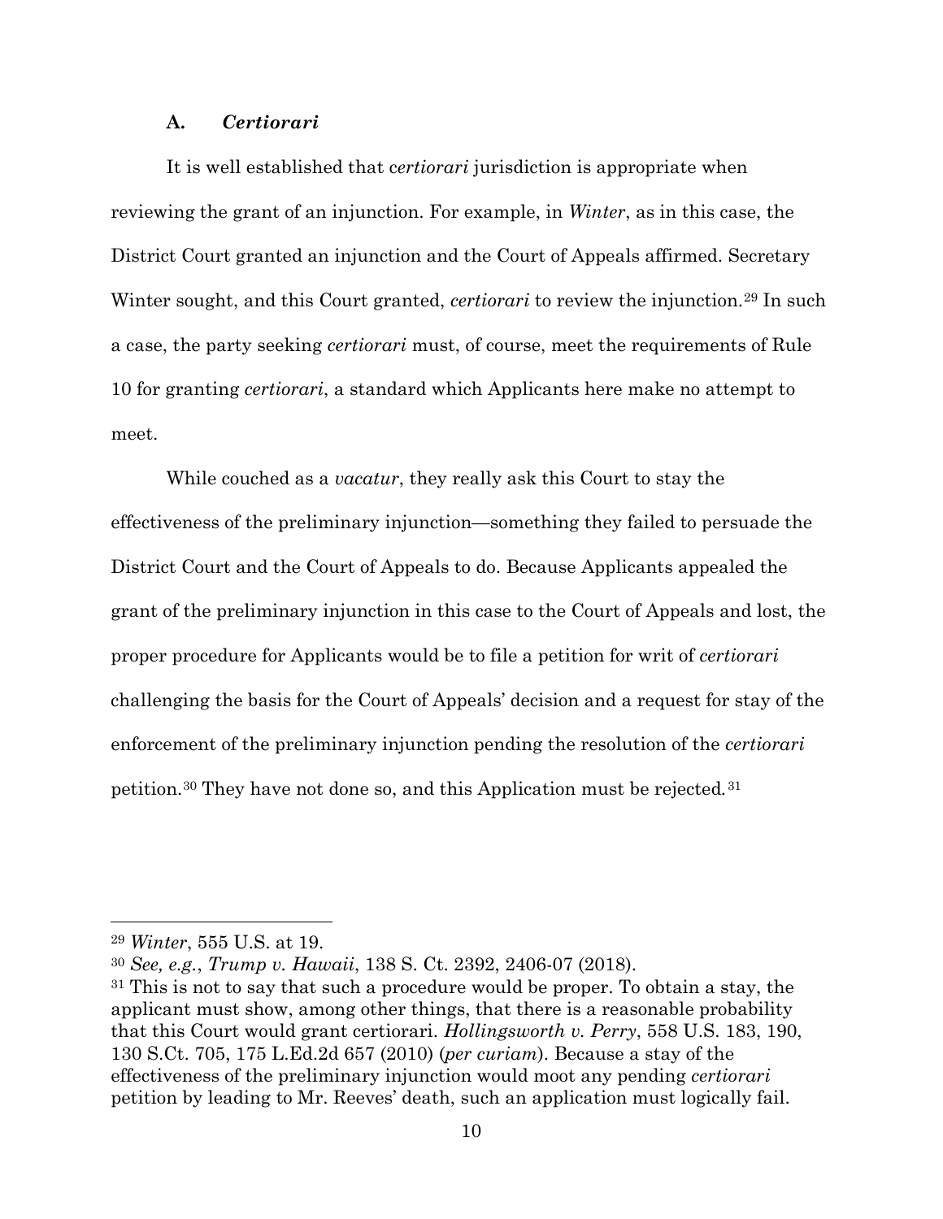### A. *Certiorari*

It is well established that c*ertiorari* jurisdiction is appropriate when reviewing the grant of an injunction. For example, in *Winter*, as in this case, the District Court granted an injunction and the Court of Appeals affirmed. Secretary Winter sought, and this Court granted, *certiorari* to review the injunction.[29] In such a case, the party seeking *certiorari* must, of course, meet the requirements of Rule 10 for granting *certiorari*, a standard which Applicants here make no attempt to meet.

While couched as a *vacatur*, they really ask this Court to stay the effectiveness of the preliminary injunction—something they failed to persuade the District Court and the Court of Appeals to do. Because Applicants appealed the grant of the preliminary injunction in this case to the Court of Appeals and lost, the proper procedure for Applicants would be to file a petition for writ of *certiorari* challenging the basis for the Court of Appeals' decision and a request for stay of the enforcement of the preliminary injunction pending the resolution of the *certiorari* petition.[30] They have not done so, and this Application must be rejected.[31]

---

[29] *Winter*, 555 U.S. at 19.

[30] *See, e.g.*, *Trump v. Hawaii*, 138 S. Ct. 2392, 2406-07 (2018).

[31] This is not to say that such a procedure would be proper. To obtain a stay, the applicant must show, among other things, that there is a reasonable probability that this Court would grant certiorari. *Hollingsworth v. Perry*, 558 U.S. 183, 190, 130 S.Ct. 705, 175 L.Ed.2d 657 (2010) (*per curiam*). Because a stay of the effectiveness of the preliminary injunction would moot any pending *certiorari* petition by leading to Mr. Reeves' death, such an application must logically fail.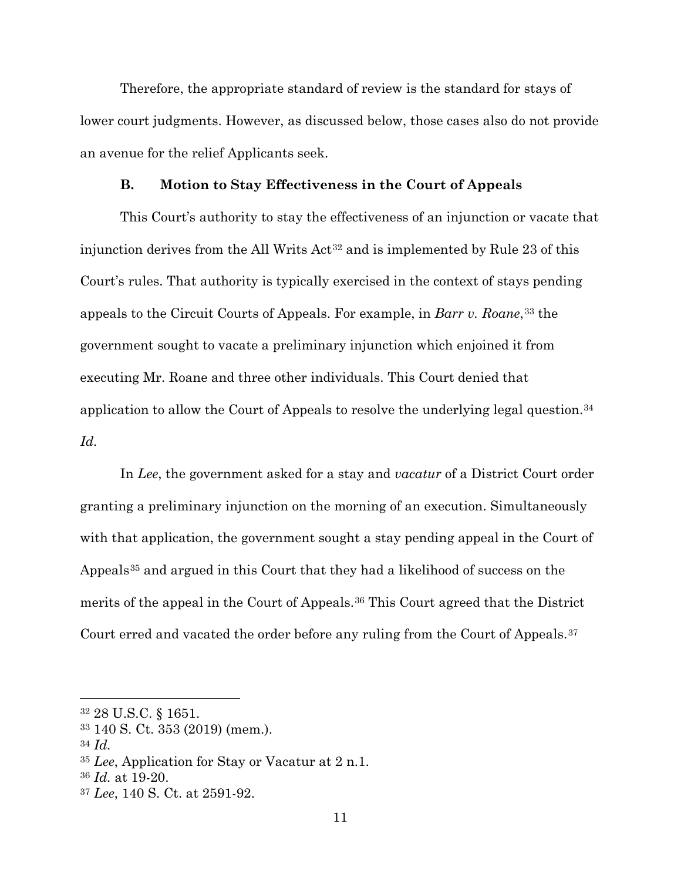Therefore, the appropriate standard of review is the standard for stays of lower court judgments. However, as discussed below, those cases also do not provide an avenue for the relief Applicants seek.

### B. Motion to Stay Effectiveness in the Court of Appeals

This Court's authority to stay the effectiveness of an injunction or vacate that injunction derives from the All Writs Act[32] and is implemented by Rule 23 of this Court's rules. That authority is typically exercised in the context of stays pending appeals to the Circuit Courts of Appeals. For example, in *Barr v. Roane*,[33] the government sought to vacate a preliminary injunction which enjoined it from executing Mr. Roane and three other individuals. This Court denied that application to allow the Court of Appeals to resolve the underlying legal question.[34] *Id.*

In *Lee*, the government asked for a stay and *vacatur* of a District Court order granting a preliminary injunction on the morning of an execution. Simultaneously with that application, the government sought a stay pending appeal in the Court of Appeals[35] and argued in this Court that they had a likelihood of success on the merits of the appeal in the Court of Appeals.[36] This Court agreed that the District Court erred and vacated the order before any ruling from the Court of Appeals.[37]

---

[32] 28 U.S.C. § 1651.

[33] 140 S. Ct. 353 (2019) (mem.).

[34] *Id.*

[35] *Lee*, Application for Stay or Vacatur at 2 n.1.

[36] *Id.* at 19-20.

[37] *Lee*, 140 S. Ct. at 2591-92.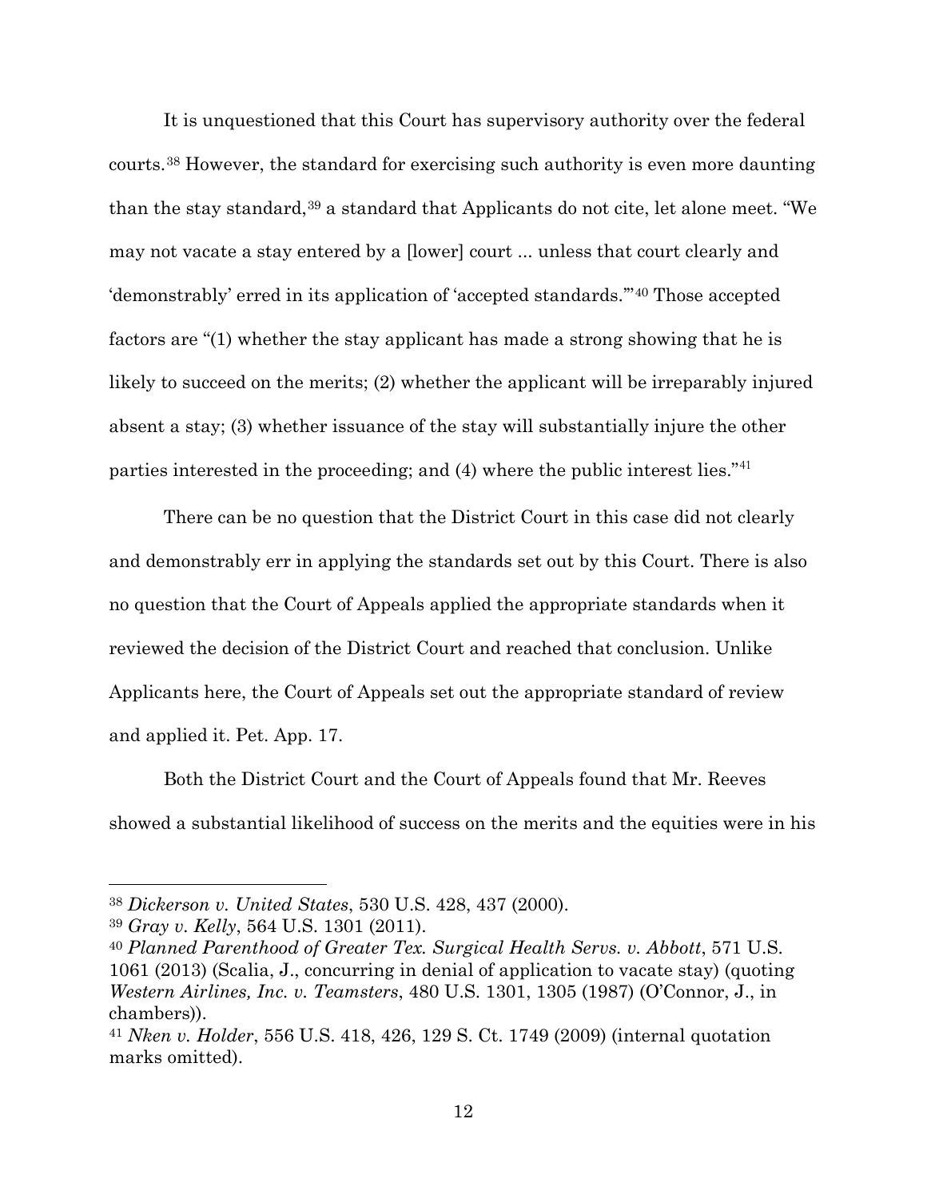It is unquestioned that this Court has supervisory authority over the federal courts.[38] However, the standard for exercising such authority is even more daunting than the stay standard,[39] a standard that Applicants do not cite, let alone meet. "We may not vacate a stay entered by a [lower] court ... unless that court clearly and 'demonstrably' erred in its application of 'accepted standards.'"[40] Those accepted factors are "(1) whether the stay applicant has made a strong showing that he is likely to succeed on the merits; (2) whether the applicant will be irreparably injured absent a stay; (3) whether issuance of the stay will substantially injure the other parties interested in the proceeding; and (4) where the public interest lies."[41]

There can be no question that the District Court in this case did not clearly and demonstrably err in applying the standards set out by this Court. There is also no question that the Court of Appeals applied the appropriate standards when it reviewed the decision of the District Court and reached that conclusion. Unlike Applicants here, the Court of Appeals set out the appropriate standard of review and applied it. Pet. App. 17.

Both the District Court and the Court of Appeals found that Mr. Reeves showed a substantial likelihood of success on the merits and the equities were in his

---

[38] *Dickerson v. United States*, 530 U.S. 428, 437 (2000).

[39] *Gray v. Kelly*, 564 U.S. 1301 (2011).

[40] *Planned Parenthood of Greater Tex. Surgical Health Servs. v. Abbott*, 571 U.S. 1061 (2013) (Scalia, J., concurring in denial of application to vacate stay) (quoting *Western Airlines, Inc. v. Teamsters*, 480 U.S. 1301, 1305 (1987) (O'Connor, J., in chambers)).

[41] *Nken v. Holder*, 556 U.S. 418, 426, 129 S. Ct. 1749 (2009) (internal quotation marks omitted).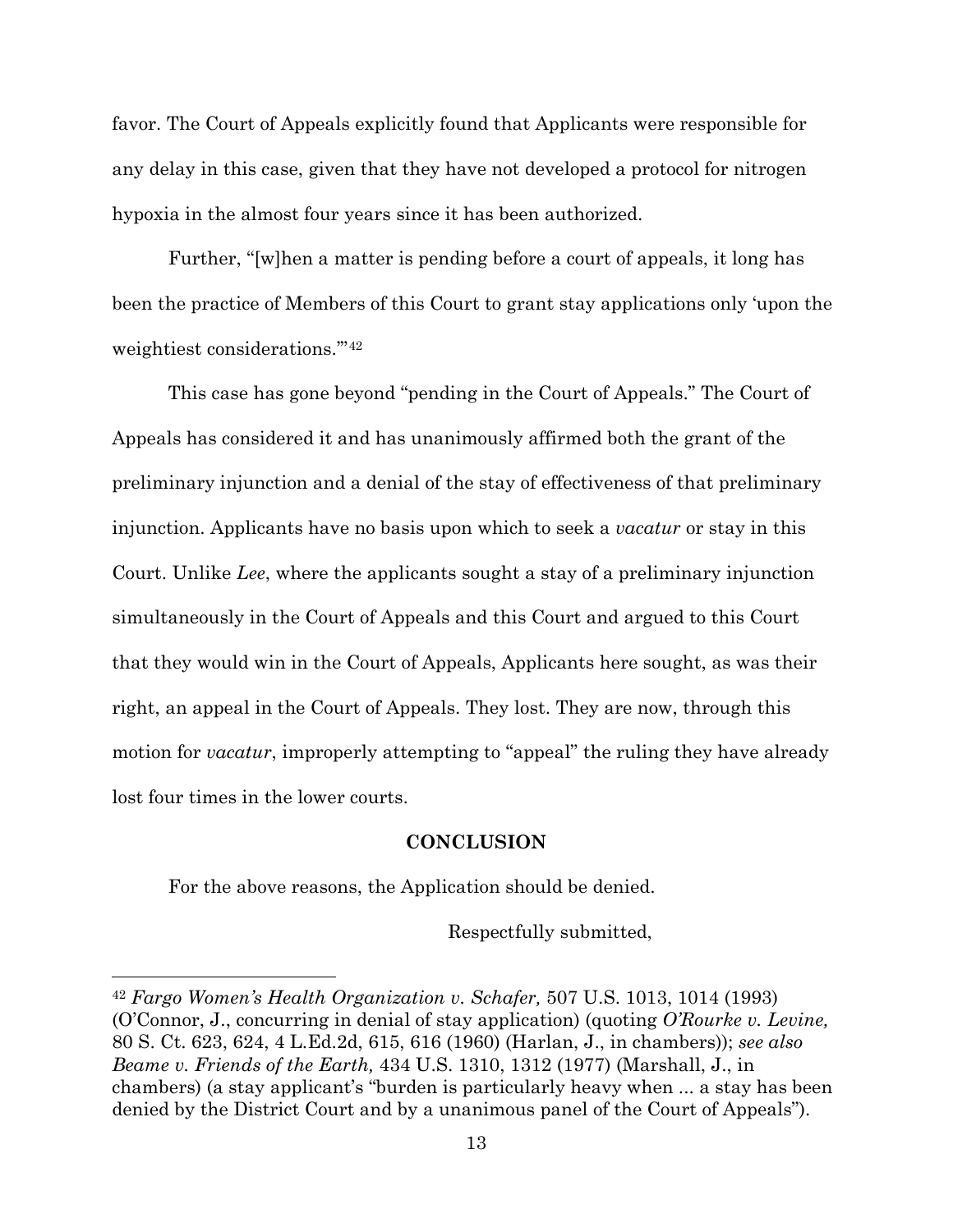favor. The Court of Appeals explicitly found that Applicants were responsible for any delay in this case, given that they have not developed a protocol for nitrogen hypoxia in the almost four years since it has been authorized.

Further, "[w]hen a matter is pending before a court of appeals, it long has been the practice of Members of this Court to grant stay applications only 'upon the weightiest considerations.'"[42]

This case has gone beyond "pending in the Court of Appeals." The Court of Appeals has considered it and has unanimously affirmed both the grant of the preliminary injunction and a denial of the stay of effectiveness of that preliminary injunction. Applicants have no basis upon which to seek a *vacatur* or stay in this Court. Unlike *Lee*, where the applicants sought a stay of a preliminary injunction simultaneously in the Court of Appeals and this Court and argued to this Court that they would win in the Court of Appeals, Applicants here sought, as was their right, an appeal in the Court of Appeals. They lost. They are now, through this motion for *vacatur*, improperly attempting to "appeal" the ruling they have already lost four times in the lower courts.

## CONCLUSION

For the above reasons, the Application should be denied.

Respectfully submitted,

---

[42] *Fargo Women's Health Organization v. Schafer,* 507 U.S. 1013, 1014 (1993) (O'Connor, J., concurring in denial of stay application) (quoting *O'Rourke v. Levine,* 80 S. Ct. 623, 624, 4 L.Ed.2d, 615, 616 (1960) (Harlan, J., in chambers)); *see also Beame v. Friends of the Earth,* 434 U.S. 1310, 1312 (1977) (Marshall, J., in chambers) (a stay applicant's "burden is particularly heavy when ... a stay has been denied by the District Court and by a unanimous panel of the Court of Appeals").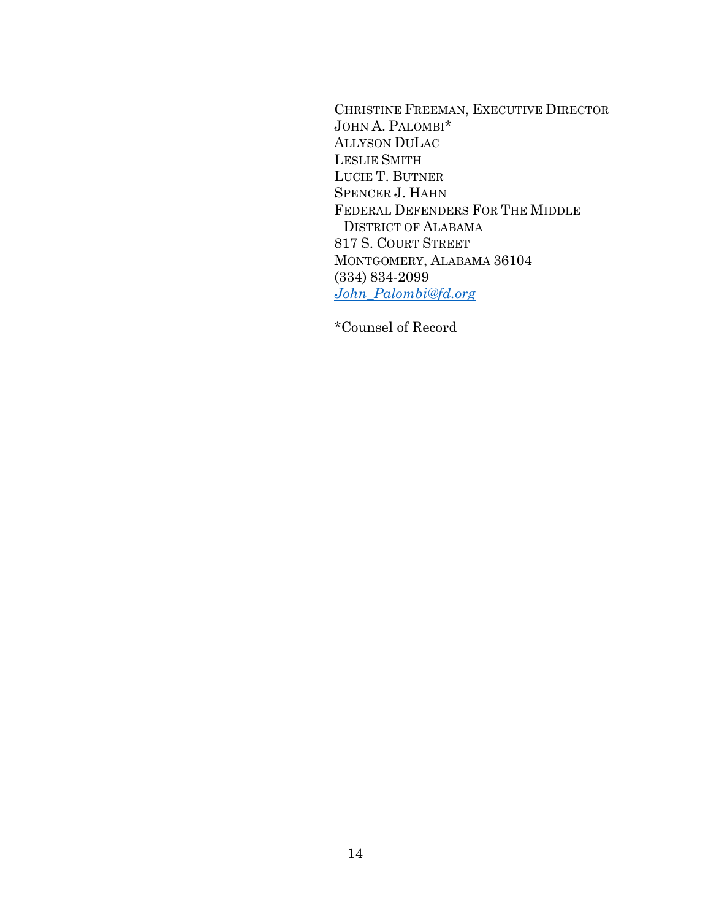CHRISTINE FREEMAN, EXECUTIVE DIRECTOR
JOHN A. PALOMBI*
ALLYSON DULAC
LESLIE SMITH
LUCIE T. BUTNER
SPENCER J. HAHN
FEDERAL DEFENDERS FOR THE MIDDLE
DISTRICT OF ALABAMA
817 S. COURT STREET
MONTGOMERY, ALABAMA 36104
(334) 834-2099
*John_Palombi@fd.org*

*Counsel of Record